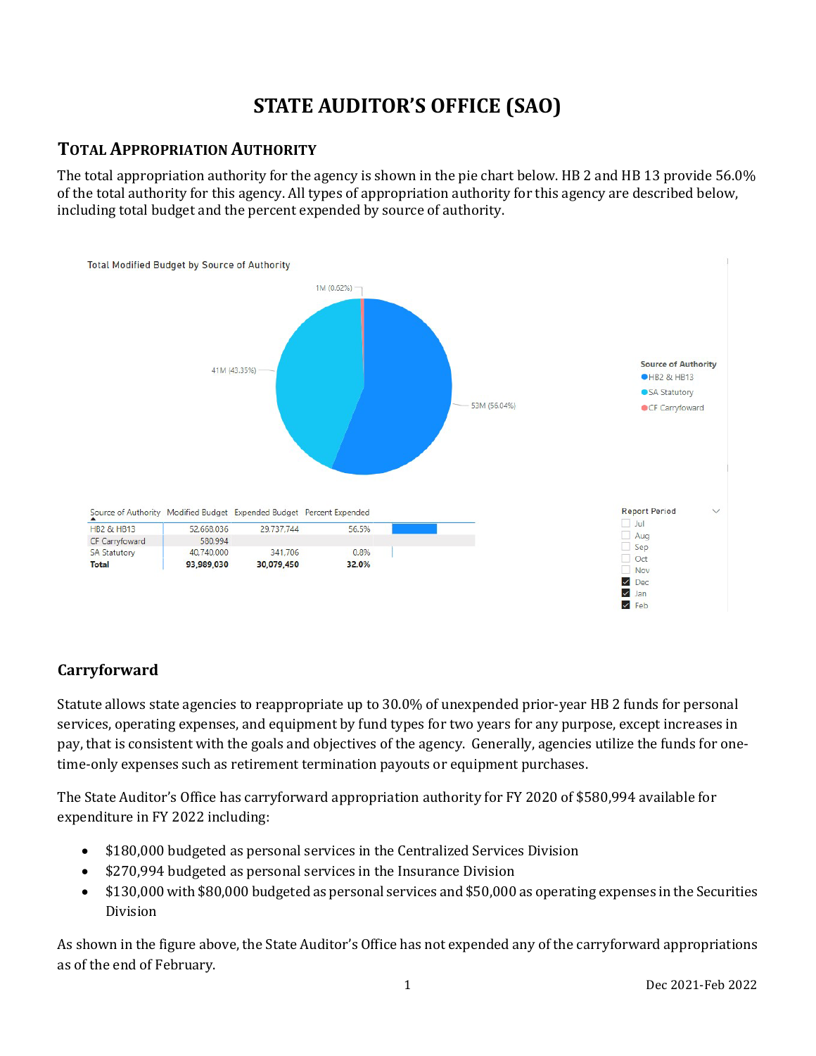# STATE AUDITOR'S OFFICE (SAO)

## TOTAL APPROPRIATION AUTHORITY

The total appropriation authority for the agency is shown in the pie chart below. HB 2 and HB 13 provide 56.0% of the total authority for this agency. All types of appropriation authority for this agency are described below, including total budget and the percent expended by source of authority.

Total Modified Budget by Source of Authority

1M (0.62%)

41M (43.35%)

53M (56.04%)

Source of Authority
HB2 & HB13
SA Statutory
CF Carryfoward

| Source of Authority | Modified Budget | Expended Budget | Percent Expended |
|---|---|---|---|
| HB2 & HB13 | 52,668,036 | 29,737,744 | 56.5% |
| CF Carryfoward | 580,994 | | |
| SA Statutory | 40,740,000 | 341,706 | 0.8% |
| **Total** | **93,989,030** | **30,079,450** | **32.0%** |

Report Period
Jul
Aug
Sep
Oct
Nov
Dec
Jan
Feb

## Carryforward

Statute allows state agencies to reappropriate up to 30.0% of unexpended prior-year HB 2 funds for personal services, operating expenses, and equipment by fund types for two years for any purpose, except increases in pay, that is consistent with the goals and objectives of the agency. Generally, agencies utilize the funds for one-time-only expenses such as retirement termination payouts or equipment purchases.

The State Auditor's Office has carryforward appropriation authority for FY 2020 of $580,994 available for expenditure in FY 2022 including:

- $180,000 budgeted as personal services in the Centralized Services Division
- $270,994 budgeted as personal services in the Insurance Division
- $130,000 with $80,000 budgeted as personal services and $50,000 as operating expenses in the Securities Division

As shown in the figure above, the State Auditor's Office has not expended any of the carryforward appropriations as of the end of February.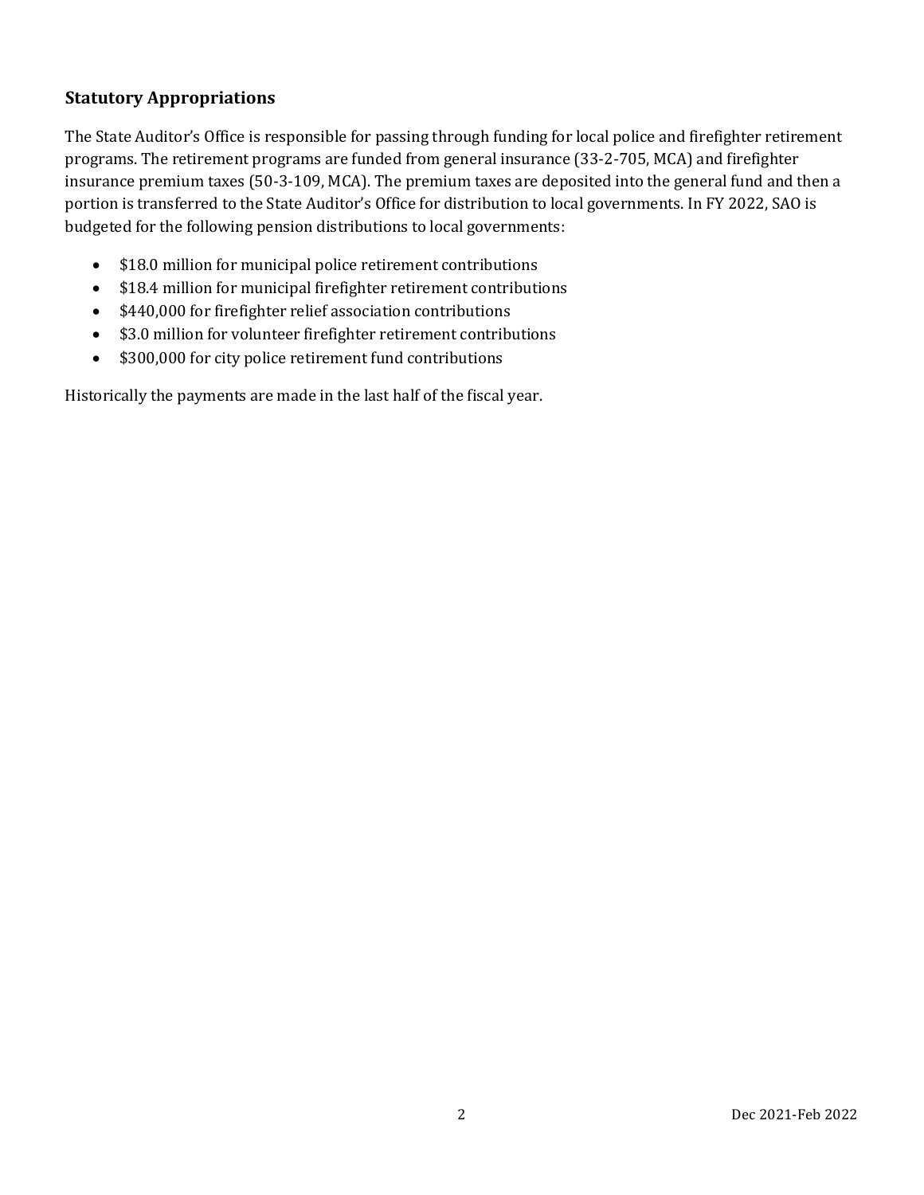## Statutory Appropriations

The State Auditor's Office is responsible for passing through funding for local police and firefighter retirement programs. The retirement programs are funded from general insurance (33-2-705, MCA) and firefighter insurance premium taxes (50-3-109, MCA). The premium taxes are deposited into the general fund and then a portion is transferred to the State Auditor's Office for distribution to local governments. In FY 2022, SAO is budgeted for the following pension distributions to local governments:

- $18.0 million for municipal police retirement contributions
- $18.4 million for municipal firefighter retirement contributions
- $440,000 for firefighter relief association contributions
- $3.0 million for volunteer firefighter retirement contributions
- $300,000 for city police retirement fund contributions

Historically the payments are made in the last half of the fiscal year.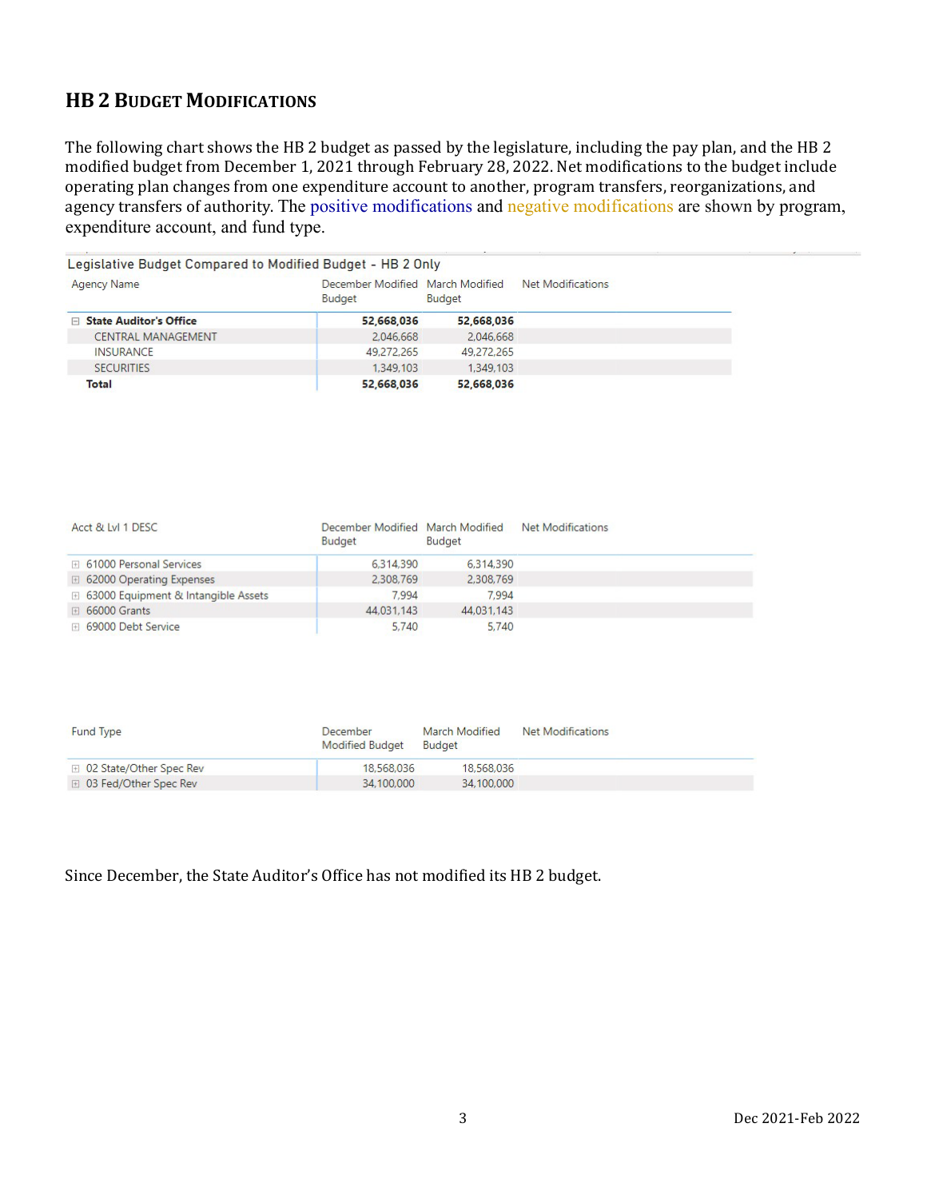## HB 2 Budget Modifications

The following chart shows the HB 2 budget as passed by the legislature, including the pay plan, and the HB 2 modified budget from December 1, 2021 through February 28, 2022. Net modifications to the budget include operating plan changes from one expenditure account to another, program transfers, reorganizations, and agency transfers of authority. The positive modifications and negative modifications are shown by program, expenditure account, and fund type.

Legislative Budget Compared to Modified Budget - HB 2 Only

| Agency Name | December Modified Budget | March Modified Budget | Net Modifications |
|---|---|---|---|
| **State Auditor's Office** | **52,668,036** | **52,668,036** | |
| CENTRAL MANAGEMENT | 2,046,668 | 2,046,668 | |
| INSURANCE | 49,272,265 | 49,272,265 | |
| SECURITIES | 1,349,103 | 1,349,103 | |
| **Total** | **52,668,036** | **52,668,036** | |

| Acct & Lvl 1 DESC | December Modified Budget | March Modified Budget | Net Modifications |
|---|---|---|---|
| 61000 Personal Services | 6,314,390 | 6,314,390 | |
| 62000 Operating Expenses | 2,308,769 | 2,308,769 | |
| 63000 Equipment & Intangible Assets | 7,994 | 7,994 | |
| 66000 Grants | 44,031,143 | 44,031,143 | |
| 69000 Debt Service | 5,740 | 5,740 | |

| Fund Type | December Modified Budget | March Modified Budget | Net Modifications |
|---|---|---|---|
| 02 State/Other Spec Rev | 18,568,036 | 18,568,036 | |
| 03 Fed/Other Spec Rev | 34,100,000 | 34,100,000 | |

Since December, the State Auditor's Office has not modified its HB 2 budget.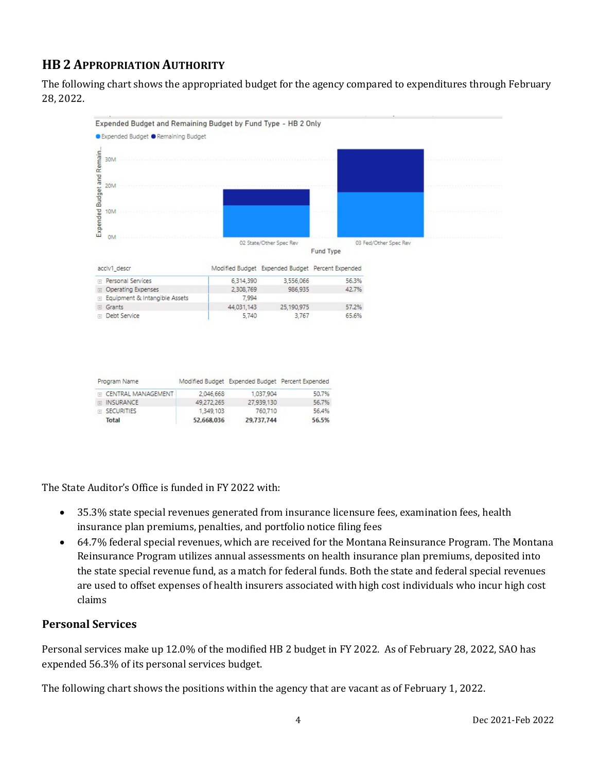## HB 2 Appropriation Authority

The following chart shows the appropriated budget for the agency compared to expenditures through February 28, 2022.

Expended Budget and Remaining Budget by Fund Type - HB 2 Only

Expended Budget  Remaining Budget

Expended Budget and Remain...

30M

20M

10M

0M

02 State/Other Spec Rev

03 Fed/Other Spec Rev

Fund Type

| acctlv1_descr | Modified Budget | Expended Budget | Percent Expended |
|---|---|---|---|
| Personal Services | 6,314,390 | 3,556,066 | 56.3% |
| Operating Expenses | 2,306,769 | 986,935 | 42.7% |
| Equipment & Intangible Assets | 7,994 | | |
| Grants | 44,031,143 | 25,190,975 | 57.2% |
| Debt Service | 5,740 | 3,767 | 65.6% |

| Program Name | Modified Budget | Expended Budget | Percent Expended |
|---|---|---|---|
| CENTRAL MANAGEMENT | 2,046,668 | 1,037,904 | 50.7% |
| INSURANCE | 49,272,265 | 27,939,130 | 56.7% |
| SECURITIES | 1,349,103 | 760,710 | 56.4% |
| **Total** | **52,668,036** | **29,737,744** | **56.5%** |

The State Auditor's Office is funded in FY 2022 with:

- 35.3% state special revenues generated from insurance licensure fees, examination fees, health insurance plan premiums, penalties, and portfolio notice filing fees
- 64.7% federal special revenues, which are received for the Montana Reinsurance Program. The Montana Reinsurance Program utilizes annual assessments on health insurance plan premiums, deposited into the state special revenue fund, as a match for federal funds. Both the state and federal special revenues are used to offset expenses of health insurers associated with high cost individuals who incur high cost claims

### Personal Services

Personal services make up 12.0% of the modified HB 2 budget in FY 2022. As of February 28, 2022, SAO has expended 56.3% of its personal services budget.

The following chart shows the positions within the agency that are vacant as of February 1, 2022.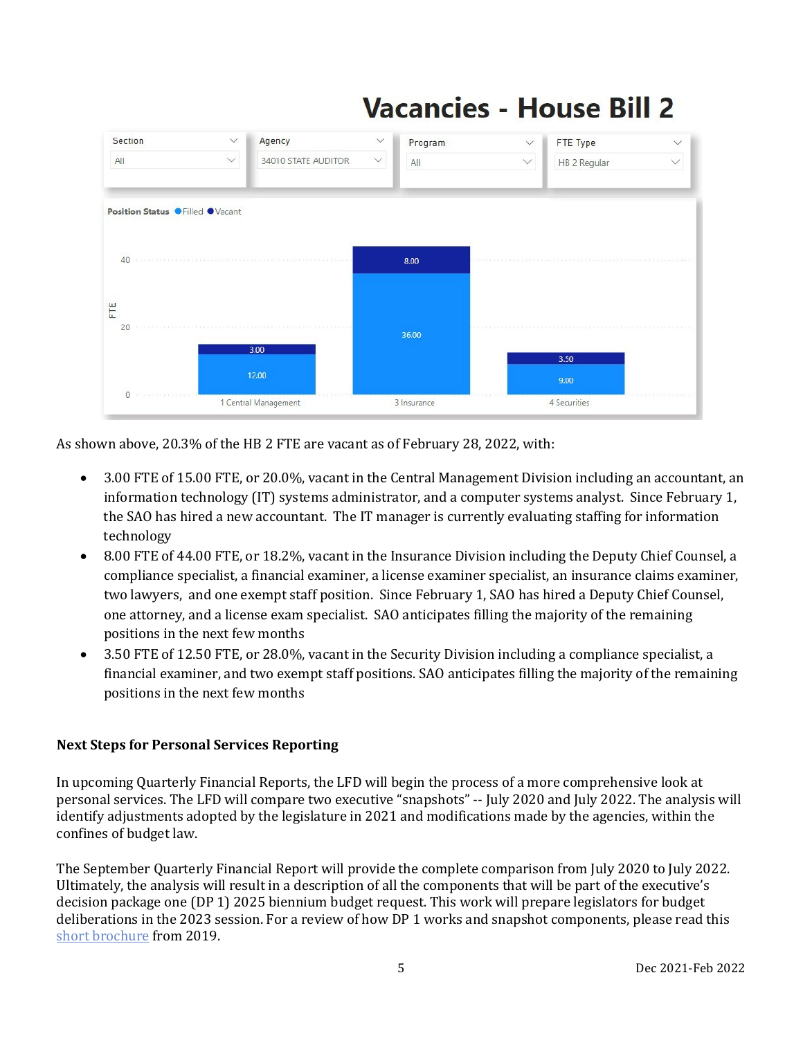# Vacancies - House Bill 2

Section: All | Agency: 34010 STATE AUDITOR | Program: All | FTE Type: HB 2 Regular

Position Status: Filled, Vacant

| Program | Filled | Vacant |
|---|---|---|
| 1 Central Management | 12.00 | 3.00 |
| 3 Insurance | 36.00 | 8.00 |
| 4 Securities | 9.00 | 3.50 |

As shown above, 20.3% of the HB 2 FTE are vacant as of February 28, 2022, with:

- 3.00 FTE of 15.00 FTE, or 20.0%, vacant in the Central Management Division including an accountant, an information technology (IT) systems administrator, and a computer systems analyst. Since February 1, the SAO has hired a new accountant. The IT manager is currently evaluating staffing for information technology
- 8.00 FTE of 44.00 FTE, or 18.2%, vacant in the Insurance Division including the Deputy Chief Counsel, a compliance specialist, a financial examiner, a license examiner specialist, an insurance claims examiner, two lawyers, and one exempt staff position. Since February 1, SAO has hired a Deputy Chief Counsel, one attorney, and a license exam specialist. SAO anticipates filling the majority of the remaining positions in the next few months
- 3.50 FTE of 12.50 FTE, or 28.0%, vacant in the Security Division including a compliance specialist, a financial examiner, and two exempt staff positions. SAO anticipates filling the majority of the remaining positions in the next few months

### Next Steps for Personal Services Reporting

In upcoming Quarterly Financial Reports, the LFD will begin the process of a more comprehensive look at personal services. The LFD will compare two executive "snapshots" -- July 2020 and July 2022. The analysis will identify adjustments adopted by the legislature in 2021 and modifications made by the agencies, within the confines of budget law.

The September Quarterly Financial Report will provide the complete comparison from July 2020 to July 2022. Ultimately, the analysis will result in a description of all the components that will be part of the executive's decision package one (DP 1) 2025 biennium budget request. This work will prepare legislators for budget deliberations in the 2023 session. For a review of how DP 1 works and snapshot components, please read this short brochure from 2019.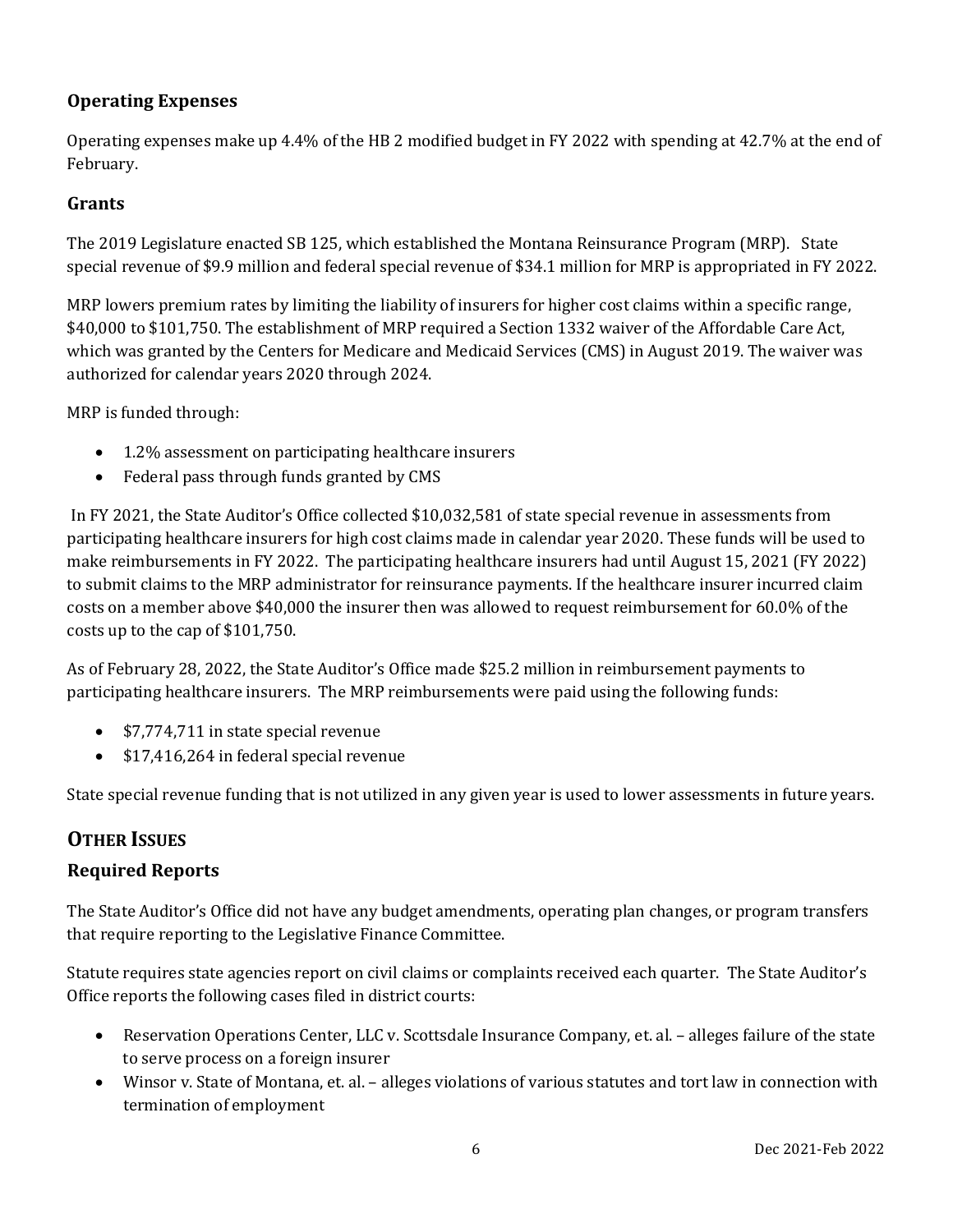### Operating Expenses

Operating expenses make up 4.4% of the HB 2 modified budget in FY 2022 with spending at 42.7% at the end of February.

### Grants

The 2019 Legislature enacted SB 125, which established the Montana Reinsurance Program (MRP). State special revenue of $9.9 million and federal special revenue of $34.1 million for MRP is appropriated in FY 2022.

MRP lowers premium rates by limiting the liability of insurers for higher cost claims within a specific range, $40,000 to $101,750. The establishment of MRP required a Section 1332 waiver of the Affordable Care Act, which was granted by the Centers for Medicare and Medicaid Services (CMS) in August 2019. The waiver was authorized for calendar years 2020 through 2024.

MRP is funded through:

- 1.2% assessment on participating healthcare insurers
- Federal pass through funds granted by CMS

In FY 2021, the State Auditor's Office collected $10,032,581 of state special revenue in assessments from participating healthcare insurers for high cost claims made in calendar year 2020. These funds will be used to make reimbursements in FY 2022. The participating healthcare insurers had until August 15, 2021 (FY 2022) to submit claims to the MRP administrator for reinsurance payments. If the healthcare insurer incurred claim costs on a member above $40,000 the insurer then was allowed to request reimbursement for 60.0% of the costs up to the cap of $101,750.

As of February 28, 2022, the State Auditor's Office made $25.2 million in reimbursement payments to participating healthcare insurers. The MRP reimbursements were paid using the following funds:

- $7,774,711 in state special revenue
- $17,416,264 in federal special revenue

State special revenue funding that is not utilized in any given year is used to lower assessments in future years.

## OTHER ISSUES

### Required Reports

The State Auditor's Office did not have any budget amendments, operating plan changes, or program transfers that require reporting to the Legislative Finance Committee.

Statute requires state agencies report on civil claims or complaints received each quarter. The State Auditor's Office reports the following cases filed in district courts:

- Reservation Operations Center, LLC v. Scottsdale Insurance Company, et. al. – alleges failure of the state to serve process on a foreign insurer
- Winsor v. State of Montana, et. al. – alleges violations of various statutes and tort law in connection with termination of employment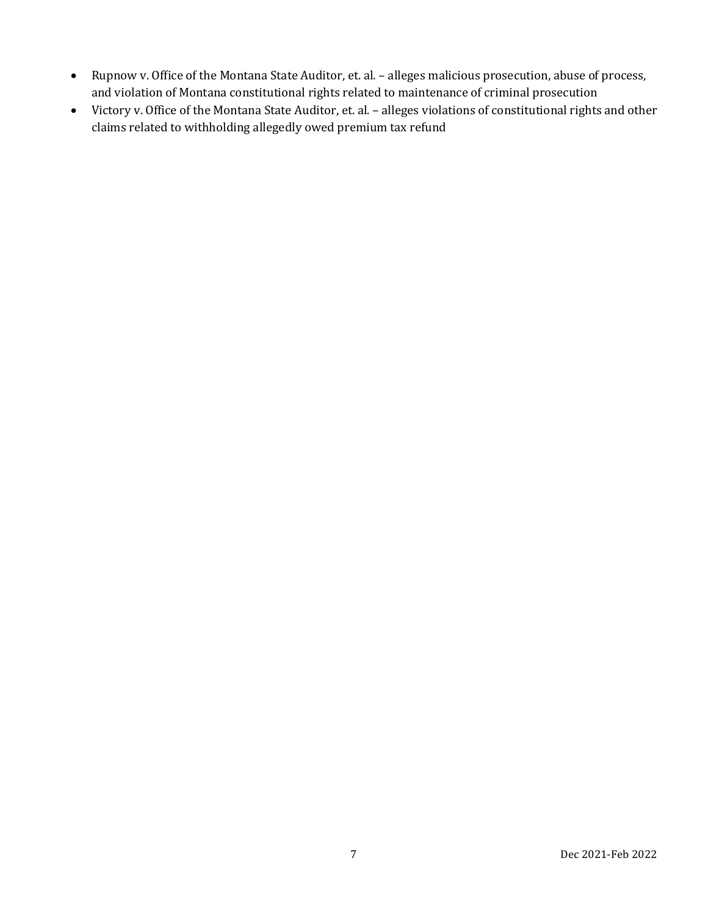- Rupnow v. Office of the Montana State Auditor, et. al. – alleges malicious prosecution, abuse of process, and violation of Montana constitutional rights related to maintenance of criminal prosecution
- Victory v. Office of the Montana State Auditor, et. al. – alleges violations of constitutional rights and other claims related to withholding allegedly owed premium tax refund